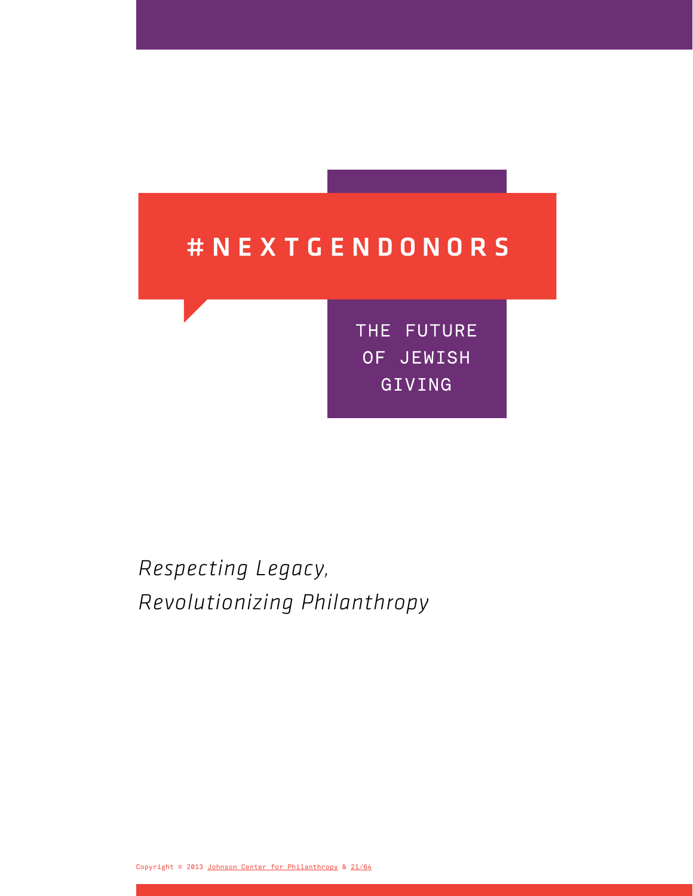# #NEXTGENDONORS

## THE FUTURE OF JEWISH GIVING

*Respecting Legacy,*
*Revolutionizing Philanthropy*

Copyright © 2013 Johnson Center for Philanthropy & 21/64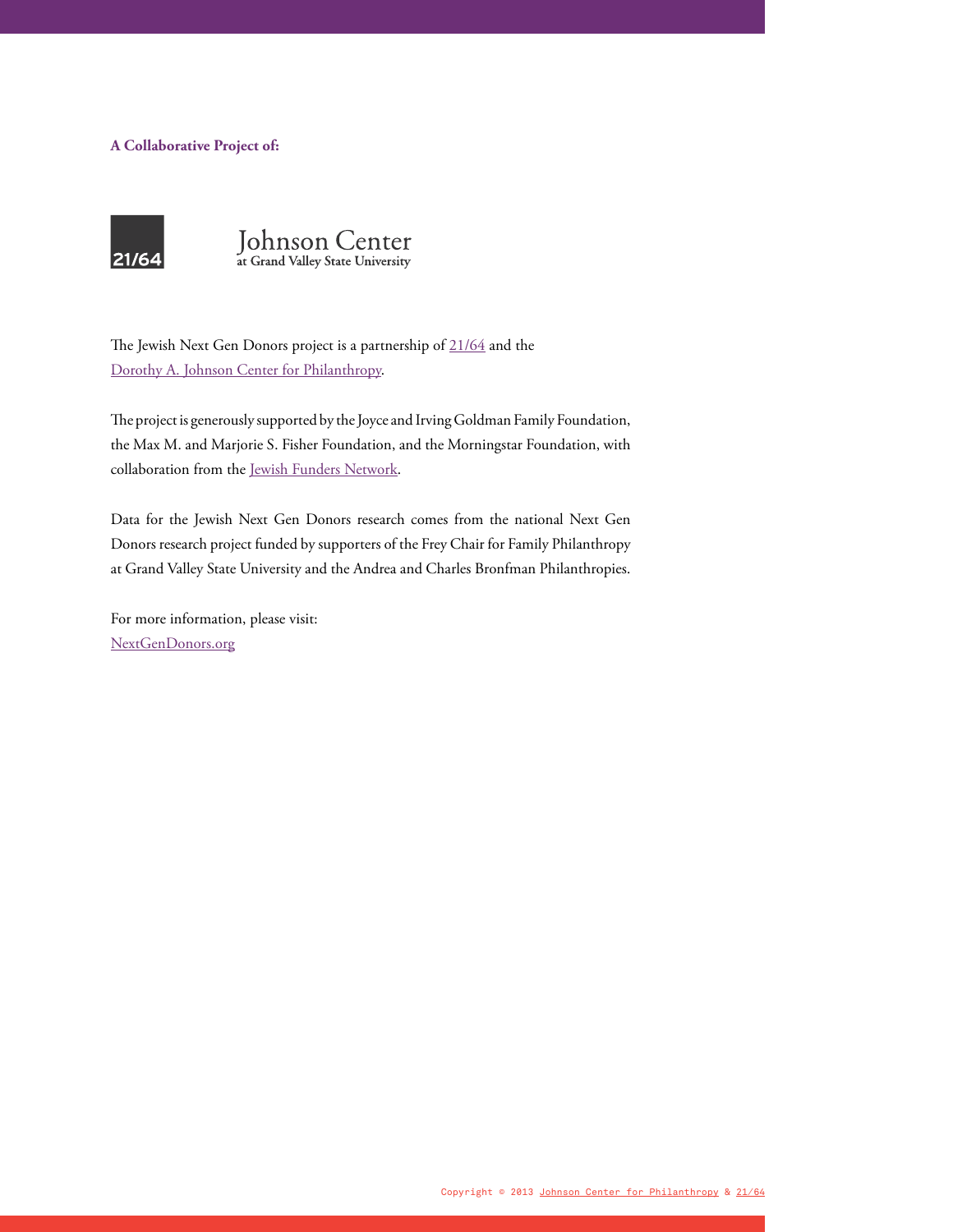**A Collaborative Project of:**

21/64

Johnson Center
at Grand Valley State University

The Jewish Next Gen Donors project is a partnership of 21/64 and the Dorothy A. Johnson Center for Philanthropy.

The project is generously supported by the Joyce and Irving Goldman Family Foundation, the Max M. and Marjorie S. Fisher Foundation, and the Morningstar Foundation, with collaboration from the Jewish Funders Network.

Data for the Jewish Next Gen Donors research comes from the national Next Gen Donors research project funded by supporters of the Frey Chair for Family Philanthropy at Grand Valley State University and the Andrea and Charles Bronfman Philanthropies.

For more information, please visit:
NextGenDonors.org

Copyright © 2013 Johnson Center for Philanthropy & 21/64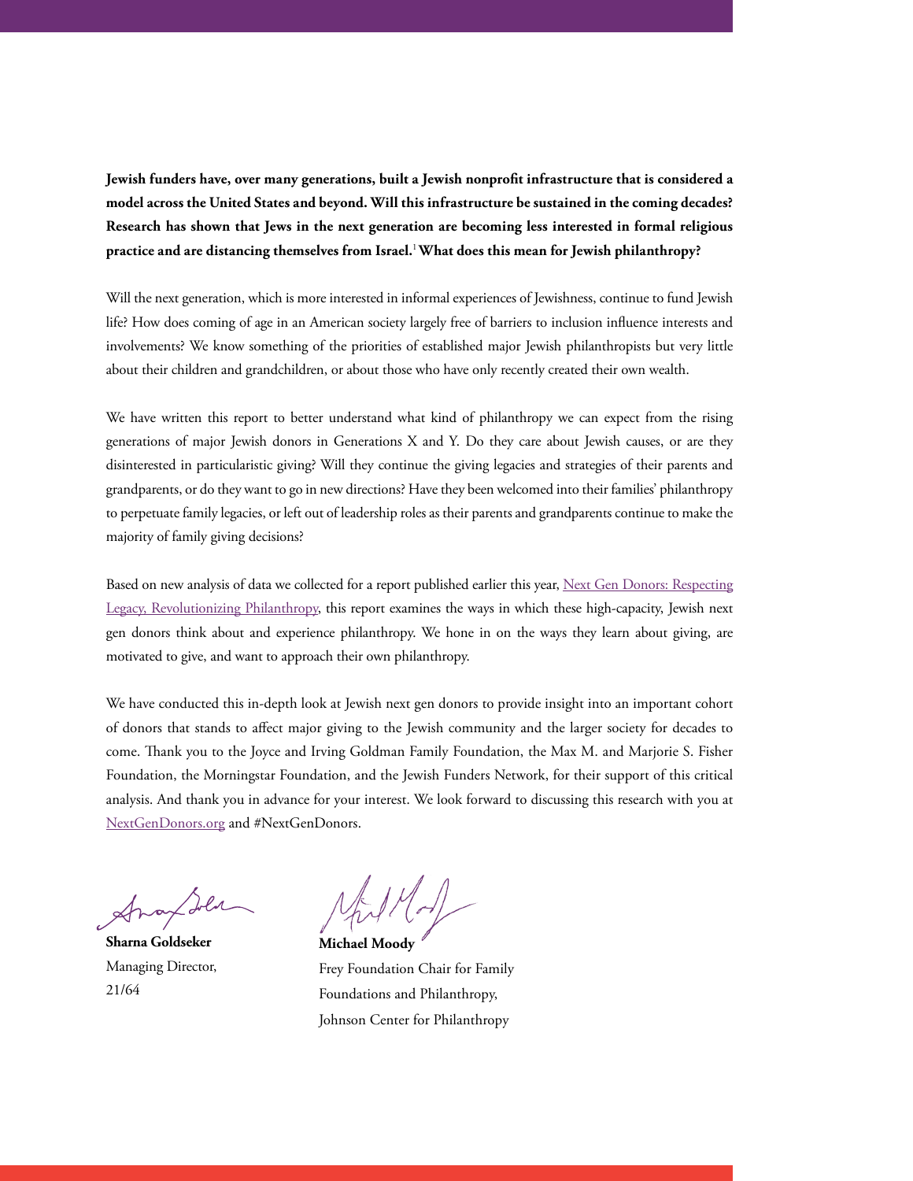**Jewish funders have, over many generations, built a Jewish nonprofit infrastructure that is considered a model across the United States and beyond. Will this infrastructure be sustained in the coming decades? Research has shown that Jews in the next generation are becoming less interested in formal religious practice and are distancing themselves from Israel.[1] What does this mean for Jewish philanthropy?**

Will the next generation, which is more interested in informal experiences of Jewishness, continue to fund Jewish life? How does coming of age in an American society largely free of barriers to inclusion influence interests and involvements? We know something of the priorities of established major Jewish philanthropists but very little about their children and grandchildren, or about those who have only recently created their own wealth.

We have written this report to better understand what kind of philanthropy we can expect from the rising generations of major Jewish donors in Generations X and Y. Do they care about Jewish causes, or are they disinterested in particularistic giving? Will they continue the giving legacies and strategies of their parents and grandparents, or do they want to go in new directions? Have they been welcomed into their families' philanthropy to perpetuate family legacies, or left out of leadership roles as their parents and grandparents continue to make the majority of family giving decisions?

Based on new analysis of data we collected for a report published earlier this year, Next Gen Donors: Respecting Legacy, Revolutionizing Philanthropy, this report examines the ways in which these high-capacity, Jewish next gen donors think about and experience philanthropy. We hone in on the ways they learn about giving, are motivated to give, and want to approach their own philanthropy.

We have conducted this in-depth look at Jewish next gen donors to provide insight into an important cohort of donors that stands to affect major giving to the Jewish community and the larger society for decades to come. Thank you to the Joyce and Irving Goldman Family Foundation, the Max M. and Marjorie S. Fisher Foundation, the Morningstar Foundation, and the Jewish Funders Network, for their support of this critical analysis. And thank you in advance for your interest. We look forward to discussing this research with you at NextGenDonors.org and #NextGenDonors.

**Sharna Goldseker**
Managing Director,
21/64

**Michael Moody**
Frey Foundation Chair for Family Foundations and Philanthropy,
Johnson Center for Philanthropy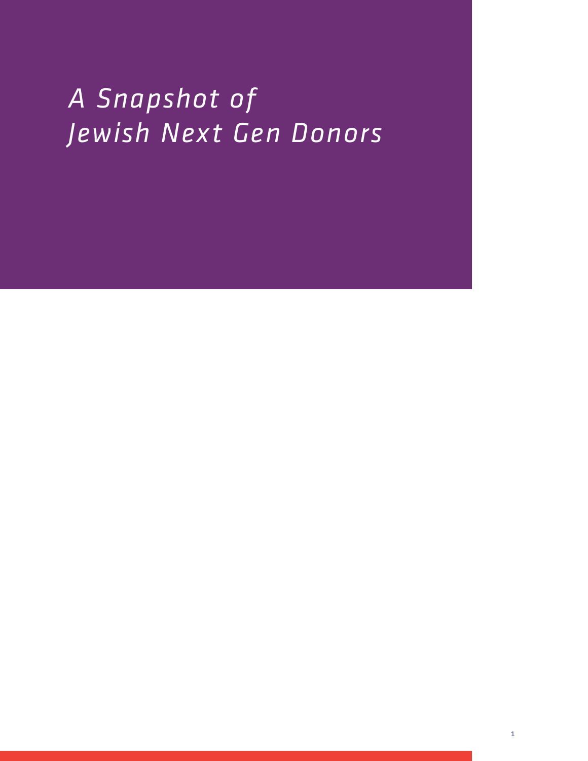# *A Snapshot of Jewish Next Gen Donors*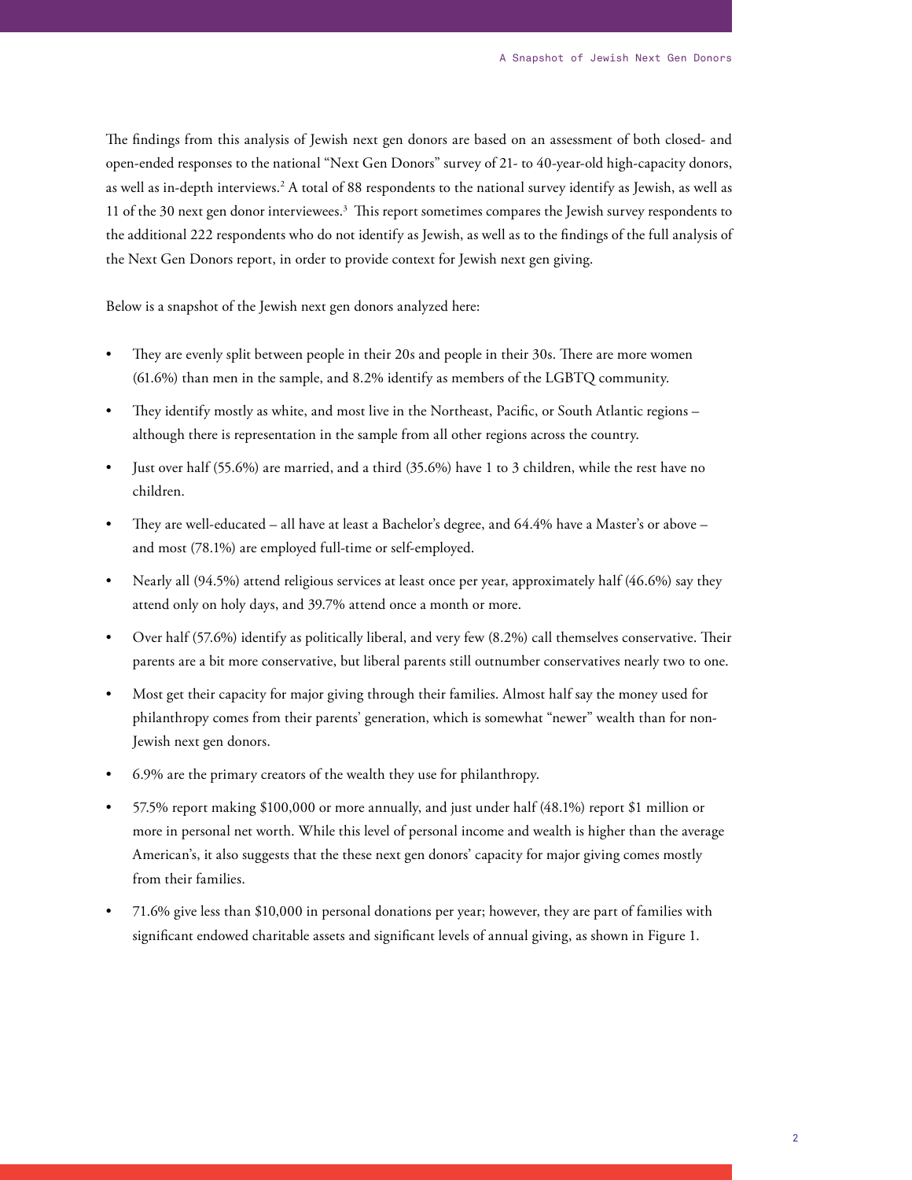The findings from this analysis of Jewish next gen donors are based on an assessment of both closed- and open-ended responses to the national "Next Gen Donors" survey of 21- to 40-year-old high-capacity donors, as well as in-depth interviews.[2] A total of 88 respondents to the national survey identify as Jewish, as well as 11 of the 30 next gen donor interviewees.[3] This report sometimes compares the Jewish survey respondents to the additional 222 respondents who do not identify as Jewish, as well as to the findings of the full analysis of the Next Gen Donors report, in order to provide context for Jewish next gen giving.

Below is a snapshot of the Jewish next gen donors analyzed here:

- They are evenly split between people in their 20s and people in their 30s. There are more women (61.6%) than men in the sample, and 8.2% identify as members of the LGBTQ community.
- They identify mostly as white, and most live in the Northeast, Pacific, or South Atlantic regions – although there is representation in the sample from all other regions across the country.
- Just over half (55.6%) are married, and a third (35.6%) have 1 to 3 children, while the rest have no children.
- They are well-educated – all have at least a Bachelor's degree, and 64.4% have a Master's or above – and most (78.1%) are employed full-time or self-employed.
- Nearly all (94.5%) attend religious services at least once per year, approximately half (46.6%) say they attend only on holy days, and 39.7% attend once a month or more.
- Over half (57.6%) identify as politically liberal, and very few (8.2%) call themselves conservative. Their parents are a bit more conservative, but liberal parents still outnumber conservatives nearly two to one.
- Most get their capacity for major giving through their families. Almost half say the money used for philanthropy comes from their parents' generation, which is somewhat "newer" wealth than for non-Jewish next gen donors.
- 6.9% are the primary creators of the wealth they use for philanthropy.
- 57.5% report making $100,000 or more annually, and just under half (48.1%) report $1 million or more in personal net worth. While this level of personal income and wealth is higher than the average American's, it also suggests that the these next gen donors' capacity for major giving comes mostly from their families.
- 71.6% give less than $10,000 in personal donations per year; however, they are part of families with significant endowed charitable assets and significant levels of annual giving, as shown in Figure 1.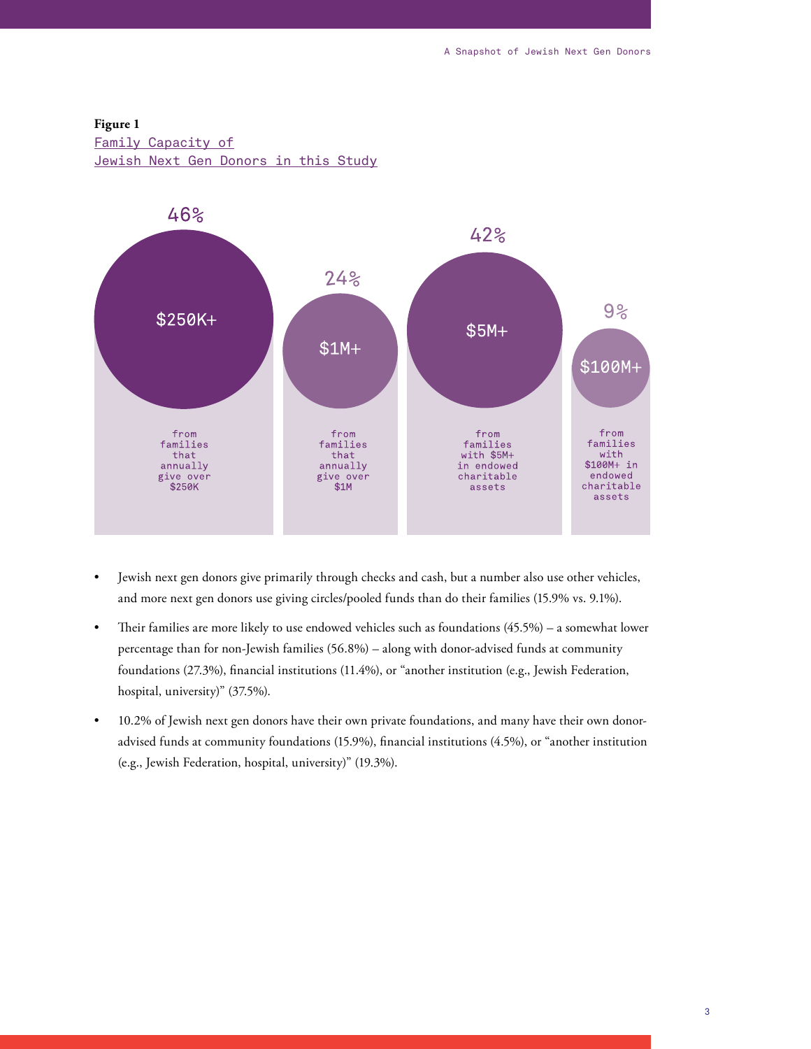**Figure 1**
Family Capacity of Jewish Next Gen Donors in this Study

| 46% | 24% | 42% | 9% |
|---|---|---|---|
| $250K+ | $1M+ | $5M+ | $100M+ |
| from families that annually give over $250K | from families that annually give over $1M | from families with $5M+ in endowed charitable assets | from families with $100M+ in endowed charitable assets |

- Jewish next gen donors give primarily through checks and cash, but a number also use other vehicles, and more next gen donors use giving circles/pooled funds than do their families (15.9% vs. 9.1%).
- Their families are more likely to use endowed vehicles such as foundations (45.5%) – a somewhat lower percentage than for non-Jewish families (56.8%) – along with donor-advised funds at community foundations (27.3%), financial institutions (11.4%), or "another institution (e.g., Jewish Federation, hospital, university)" (37.5%).
- 10.2% of Jewish next gen donors have their own private foundations, and many have their own donor-advised funds at community foundations (15.9%), financial institutions (4.5%), or "another institution (e.g., Jewish Federation, hospital, university)" (19.3%).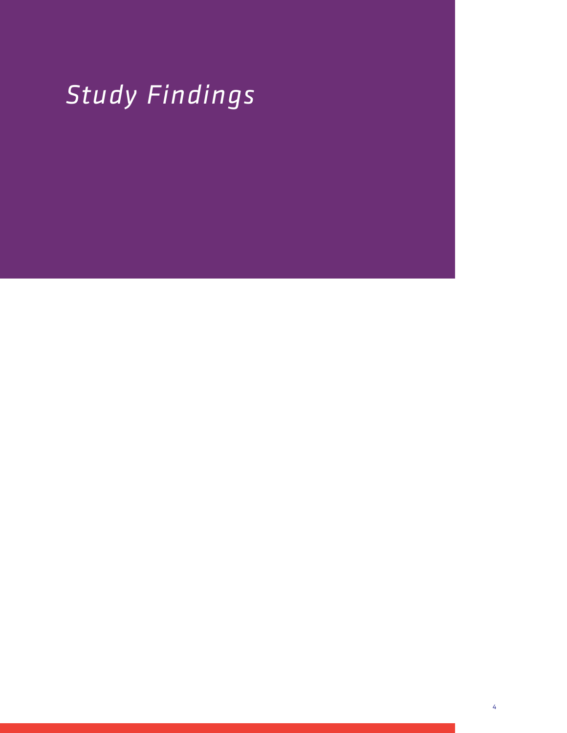# *Study Findings*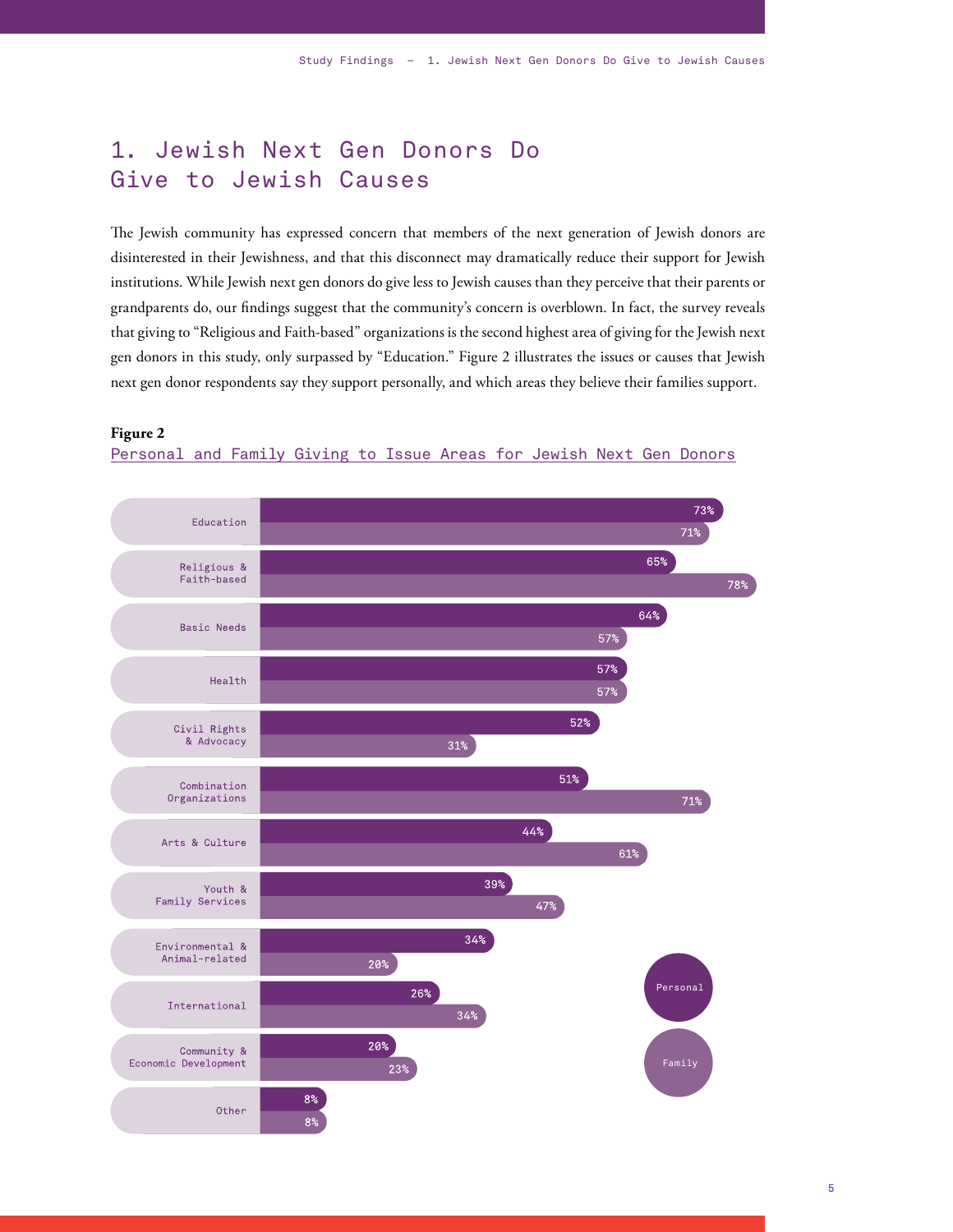# 1. Jewish Next Gen Donors Do Give to Jewish Causes

The Jewish community has expressed concern that members of the next generation of Jewish donors are disinterested in their Jewishness, and that this disconnect may dramatically reduce their support for Jewish institutions. While Jewish next gen donors do give less to Jewish causes than they perceive that their parents or grandparents do, our findings suggest that the community's concern is overblown. In fact, the survey reveals that giving to "Religious and Faith-based" organizations is the second highest area of giving for the Jewish next gen donors in this study, only surpassed by "Education." Figure 2 illustrates the issues or causes that Jewish next gen donor respondents say they support personally, and which areas they believe their families support.

**Figure 2**

Personal and Family Giving to Issue Areas for Jewish Next Gen Donors

| Issue Area | Personal | Family |
|---|---|---|
| Education | 73% | 71% |
| Religious & Faith-based | 65% | 78% |
| Basic Needs | 64% | 57% |
| Health | 57% | 57% |
| Civil Rights & Advocacy | 52% | 31% |
| Combination Organizations | 51% | 71% |
| Arts & Culture | 44% | 61% |
| Youth & Family Services | 39% | 47% |
| Environmental & Animal-related | 34% | 20% |
| International | 26% | 34% |
| Community & Economic Development | 20% | 23% |
| Other | 8% | 8% |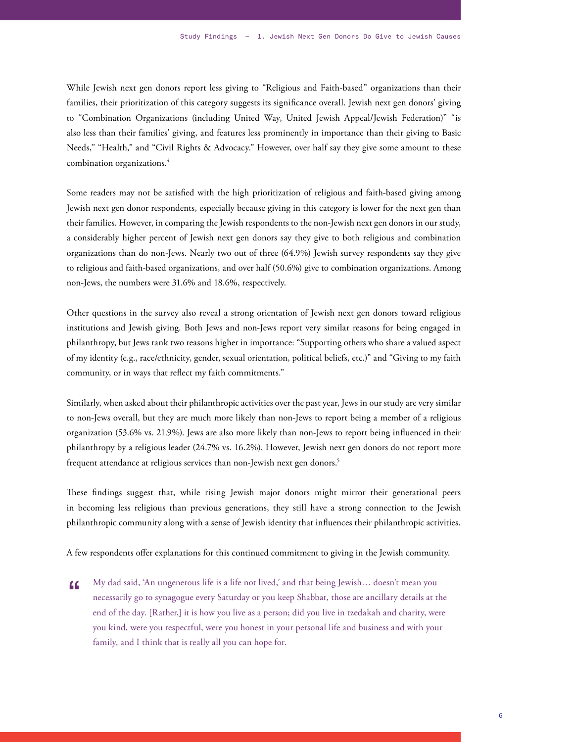While Jewish next gen donors report less giving to "Religious and Faith-based" organizations than their families, their prioritization of this category suggests its significance overall. Jewish next gen donors' giving to "Combination Organizations (including United Way, United Jewish Appeal/Jewish Federation)" "is also less than their families' giving, and features less prominently in importance than their giving to Basic Needs," "Health," and "Civil Rights & Advocacy." However, over half say they give some amount to these combination organizations.[4]

Some readers may not be satisfied with the high prioritization of religious and faith-based giving among Jewish next gen donor respondents, especially because giving in this category is lower for the next gen than their families. However, in comparing the Jewish respondents to the non-Jewish next gen donors in our study, a considerably higher percent of Jewish next gen donors say they give to both religious and combination organizations than do non-Jews. Nearly two out of three (64.9%) Jewish survey respondents say they give to religious and faith-based organizations, and over half (50.6%) give to combination organizations. Among non-Jews, the numbers were 31.6% and 18.6%, respectively.

Other questions in the survey also reveal a strong orientation of Jewish next gen donors toward religious institutions and Jewish giving. Both Jews and non-Jews report very similar reasons for being engaged in philanthropy, but Jews rank two reasons higher in importance: "Supporting others who share a valued aspect of my identity (e.g., race/ethnicity, gender, sexual orientation, political beliefs, etc.)" and "Giving to my faith community, or in ways that reflect my faith commitments."

Similarly, when asked about their philanthropic activities over the past year, Jews in our study are very similar to non-Jews overall, but they are much more likely than non-Jews to report being a member of a religious organization (53.6% vs. 21.9%). Jews are also more likely than non-Jews to report being influenced in their philanthropy by a religious leader (24.7% vs. 16.2%). However, Jewish next gen donors do not report more frequent attendance at religious services than non-Jewish next gen donors.[5]

These findings suggest that, while rising Jewish major donors might mirror their generational peers in becoming less religious than previous generations, they still have a strong connection to the Jewish philanthropic community along with a sense of Jewish identity that influences their philanthropic activities.

A few respondents offer explanations for this continued commitment to giving in the Jewish community.

> “ My dad said, 'An ungenerous life is a life not lived,' and that being Jewish… doesn't mean you necessarily go to synagogue every Saturday or you keep Shabbat, those are ancillary details at the end of the day. [Rather,] it is how you live as a person; did you live in tzedakah and charity, were you kind, were you respectful, were you honest in your personal life and business and with your family, and I think that is really all you can hope for.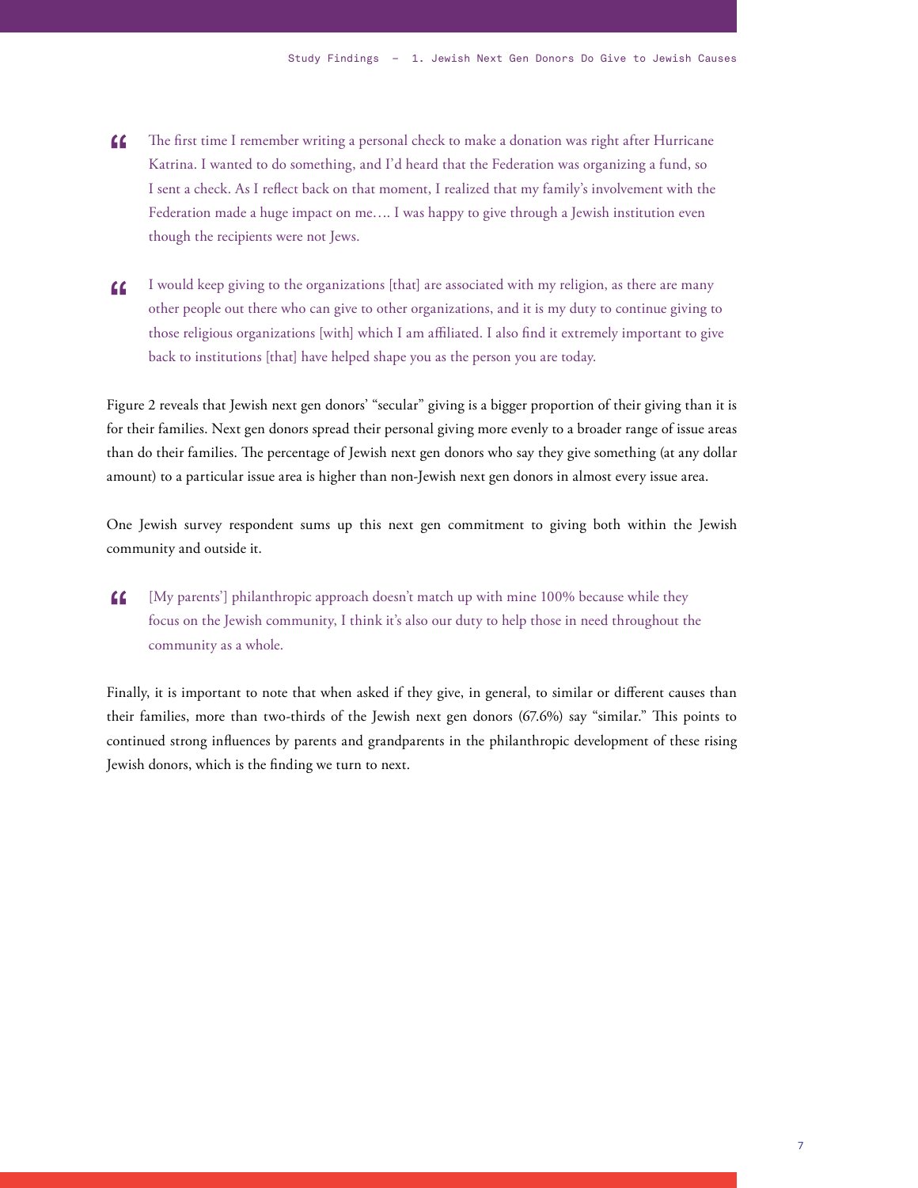> “The first time I remember writing a personal check to make a donation was right after Hurricane Katrina. I wanted to do something, and I'd heard that the Federation was organizing a fund, so I sent a check. As I reflect back on that moment, I realized that my family's involvement with the Federation made a huge impact on me…. I was happy to give through a Jewish institution even though the recipients were not Jews.

> “I would keep giving to the organizations [that] are associated with my religion, as there are many other people out there who can give to other organizations, and it is my duty to continue giving to those religious organizations [with] which I am affiliated. I also find it extremely important to give back to institutions [that] have helped shape you as the person you are today.

Figure 2 reveals that Jewish next gen donors' "secular" giving is a bigger proportion of their giving than it is for their families. Next gen donors spread their personal giving more evenly to a broader range of issue areas than do their families. The percentage of Jewish next gen donors who say they give something (at any dollar amount) to a particular issue area is higher than non-Jewish next gen donors in almost every issue area.

One Jewish survey respondent sums up this next gen commitment to giving both within the Jewish community and outside it.

> “[My parents'] philanthropic approach doesn't match up with mine 100% because while they focus on the Jewish community, I think it's also our duty to help those in need throughout the community as a whole.

Finally, it is important to note that when asked if they give, in general, to similar or different causes than their families, more than two-thirds of the Jewish next gen donors (67.6%) say "similar." This points to continued strong influences by parents and grandparents in the philanthropic development of these rising Jewish donors, which is the finding we turn to next.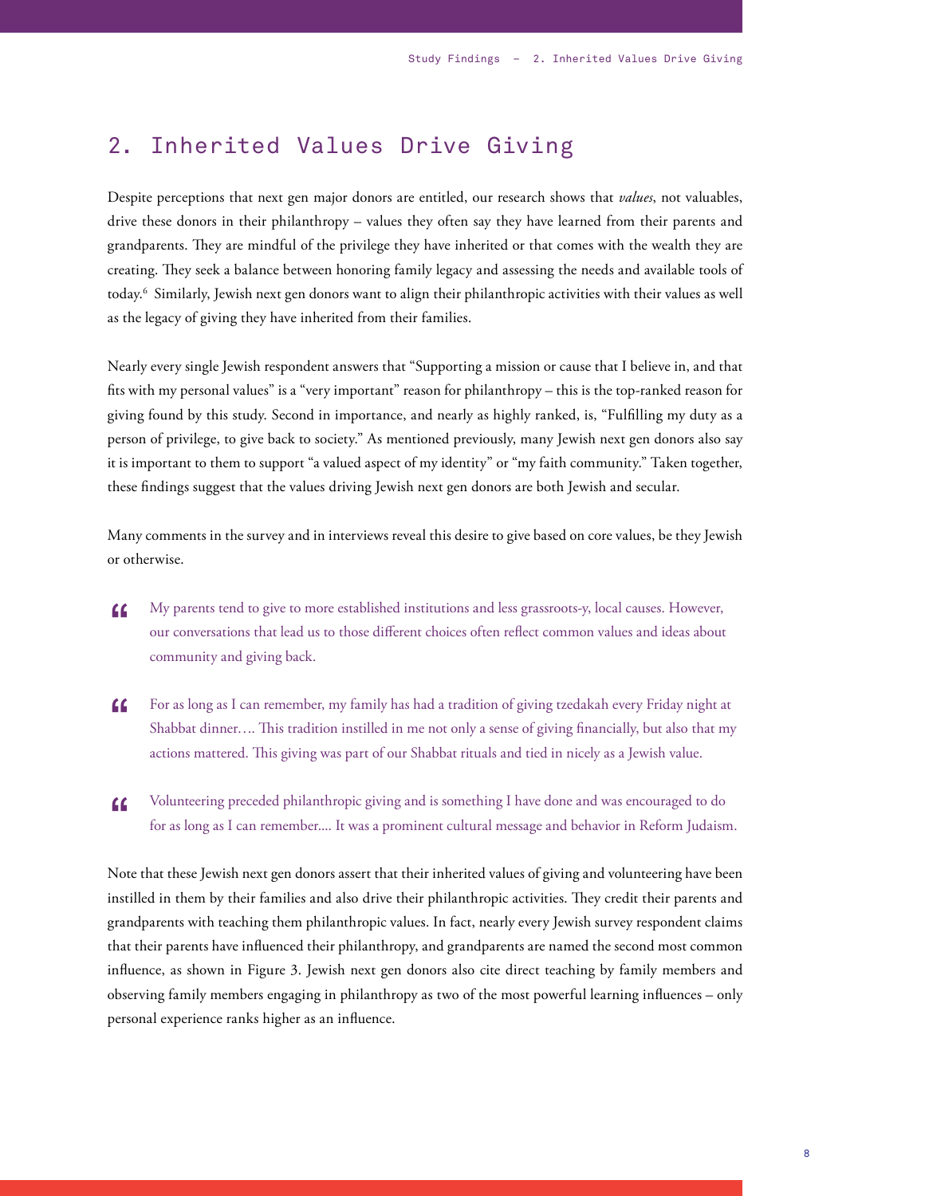## 2. Inherited Values Drive Giving

Despite perceptions that next gen major donors are entitled, our research shows that *values*, not valuables, drive these donors in their philanthropy – values they often say they have learned from their parents and grandparents. They are mindful of the privilege they have inherited or that comes with the wealth they are creating. They seek a balance between honoring family legacy and assessing the needs and available tools of today.[6] Similarly, Jewish next gen donors want to align their philanthropic activities with their values as well as the legacy of giving they have inherited from their families.

Nearly every single Jewish respondent answers that "Supporting a mission or cause that I believe in, and that fits with my personal values" is a "very important" reason for philanthropy – this is the top-ranked reason for giving found by this study. Second in importance, and nearly as highly ranked, is, "Fulfilling my duty as a person of privilege, to give back to society." As mentioned previously, many Jewish next gen donors also say it is important to them to support "a valued aspect of my identity" or "my faith community." Taken together, these findings suggest that the values driving Jewish next gen donors are both Jewish and secular.

Many comments in the survey and in interviews reveal this desire to give based on core values, be they Jewish or otherwise.

> My parents tend to give to more established institutions and less grassroots-y, local causes. However, our conversations that lead us to those different choices often reflect common values and ideas about community and giving back.

> For as long as I can remember, my family has had a tradition of giving tzedakah every Friday night at Shabbat dinner…. This tradition instilled in me not only a sense of giving financially, but also that my actions mattered. This giving was part of our Shabbat rituals and tied in nicely as a Jewish value.

> Volunteering preceded philanthropic giving and is something I have done and was encouraged to do for as long as I can remember.... It was a prominent cultural message and behavior in Reform Judaism.

Note that these Jewish next gen donors assert that their inherited values of giving and volunteering have been instilled in them by their families and also drive their philanthropic activities. They credit their parents and grandparents with teaching them philanthropic values. In fact, nearly every Jewish survey respondent claims that their parents have influenced their philanthropy, and grandparents are named the second most common influence, as shown in Figure 3. Jewish next gen donors also cite direct teaching by family members and observing family members engaging in philanthropy as two of the most powerful learning influences – only personal experience ranks higher as an influence.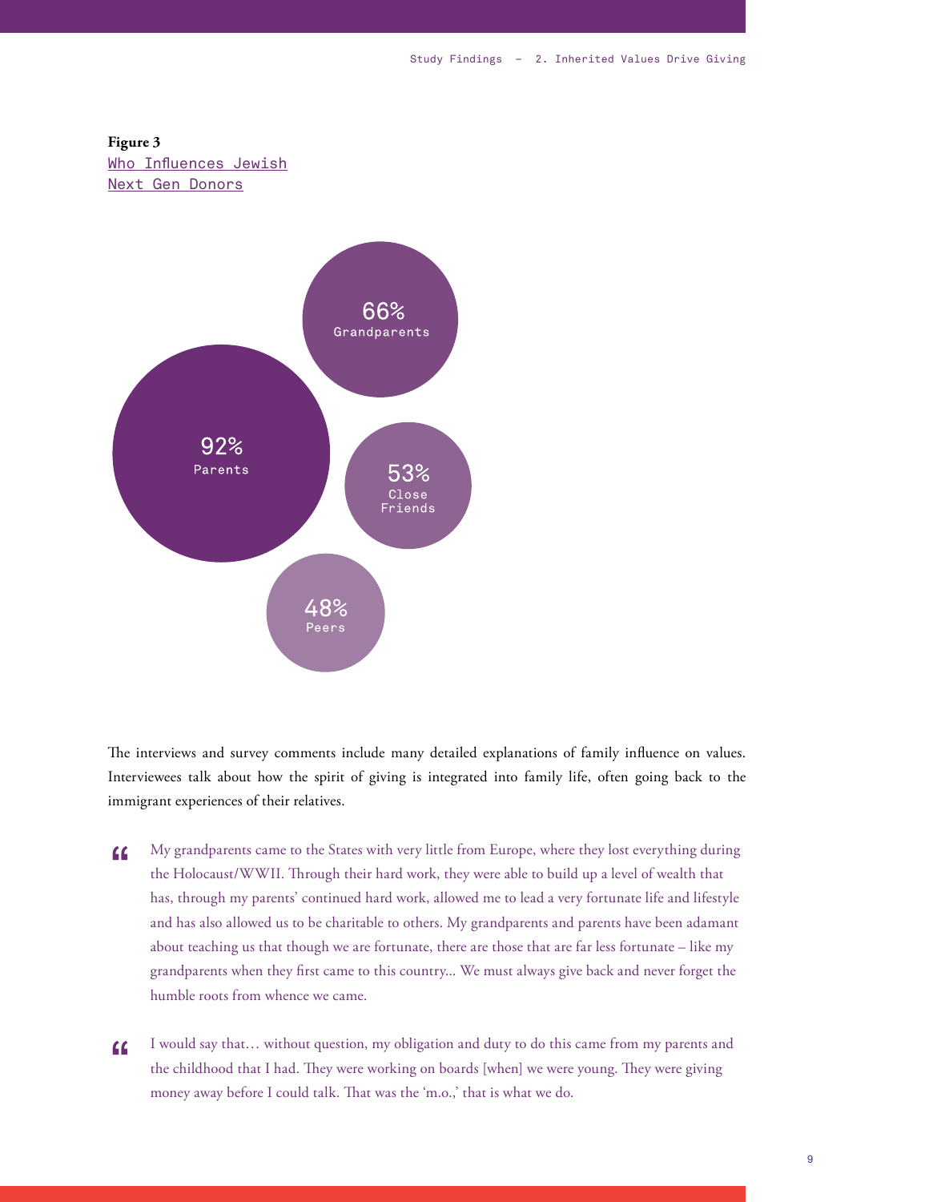**Figure 3**
Who Influences Jewish Next Gen Donors

92% Parents

66% Grandparents

53% Close Friends

48% Peers

The interviews and survey comments include many detailed explanations of family influence on values. Interviewees talk about how the spirit of giving is integrated into family life, often going back to the immigrant experiences of their relatives.

> My grandparents came to the States with very little from Europe, where they lost everything during the Holocaust/WWII. Through their hard work, they were able to build up a level of wealth that has, through my parents' continued hard work, allowed me to lead a very fortunate life and lifestyle and has also allowed us to be charitable to others. My grandparents and parents have been adamant about teaching us that though we are fortunate, there are those that are far less fortunate – like my grandparents when they first came to this country... We must always give back and never forget the humble roots from whence we came.

> I would say that… without question, my obligation and duty to do this came from my parents and the childhood that I had. They were working on boards [when] we were young. They were giving money away before I could talk. That was the 'm.o.,' that is what we do.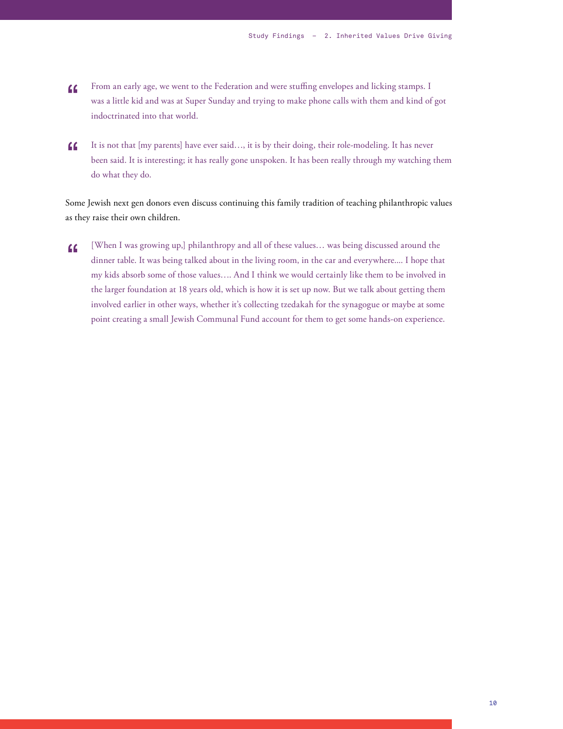> From an early age, we went to the Federation and were stuffing envelopes and licking stamps. I was a little kid and was at Super Sunday and trying to make phone calls with them and kind of got indoctrinated into that world.

> It is not that [my parents] have ever said…, it is by their doing, their role-modeling. It has never been said. It is interesting; it has really gone unspoken. It has been really through my watching them do what they do.

Some Jewish next gen donors even discuss continuing this family tradition of teaching philanthropic values as they raise their own children.

> [When I was growing up,] philanthropy and all of these values… was being discussed around the dinner table. It was being talked about in the living room, in the car and everywhere.... I hope that my kids absorb some of those values…. And I think we would certainly like them to be involved in the larger foundation at 18 years old, which is how it is set up now. But we talk about getting them involved earlier in other ways, whether it's collecting tzedakah for the synagogue or maybe at some point creating a small Jewish Communal Fund account for them to get some hands-on experience.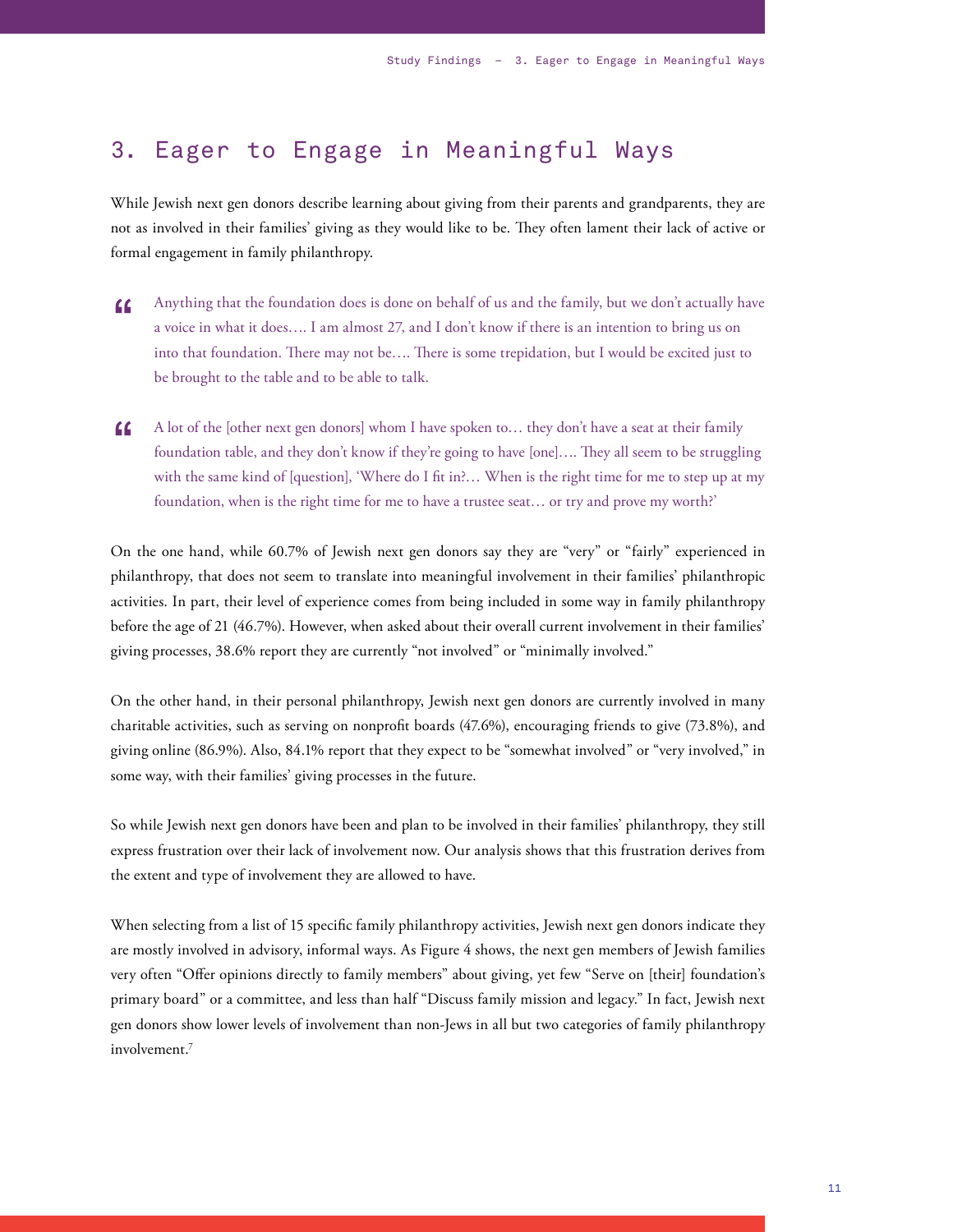## 3. Eager to Engage in Meaningful Ways

While Jewish next gen donors describe learning about giving from their parents and grandparents, they are not as involved in their families' giving as they would like to be. They often lament their lack of active or formal engagement in family philanthropy.

> Anything that the foundation does is done on behalf of us and the family, but we don't actually have a voice in what it does…. I am almost 27, and I don't know if there is an intention to bring us on into that foundation. There may not be…. There is some trepidation, but I would be excited just to be brought to the table and to be able to talk.

> A lot of the [other next gen donors] whom I have spoken to… they don't have a seat at their family foundation table, and they don't know if they're going to have [one]…. They all seem to be struggling with the same kind of [question], 'Where do I fit in?… When is the right time for me to step up at my foundation, when is the right time for me to have a trustee seat… or try and prove my worth?'

On the one hand, while 60.7% of Jewish next gen donors say they are "very" or "fairly" experienced in philanthropy, that does not seem to translate into meaningful involvement in their families' philanthropic activities. In part, their level of experience comes from being included in some way in family philanthropy before the age of 21 (46.7%). However, when asked about their overall current involvement in their families' giving processes, 38.6% report they are currently "not involved" or "minimally involved."

On the other hand, in their personal philanthropy, Jewish next gen donors are currently involved in many charitable activities, such as serving on nonprofit boards (47.6%), encouraging friends to give (73.8%), and giving online (86.9%). Also, 84.1% report that they expect to be "somewhat involved" or "very involved," in some way, with their families' giving processes in the future.

So while Jewish next gen donors have been and plan to be involved in their families' philanthropy, they still express frustration over their lack of involvement now. Our analysis shows that this frustration derives from the extent and type of involvement they are allowed to have.

When selecting from a list of 15 specific family philanthropy activities, Jewish next gen donors indicate they are mostly involved in advisory, informal ways. As Figure 4 shows, the next gen members of Jewish families very often "Offer opinions directly to family members" about giving, yet few "Serve on [their] foundation's primary board" or a committee, and less than half "Discuss family mission and legacy." In fact, Jewish next gen donors show lower levels of involvement than non-Jews in all but two categories of family philanthropy involvement.[7]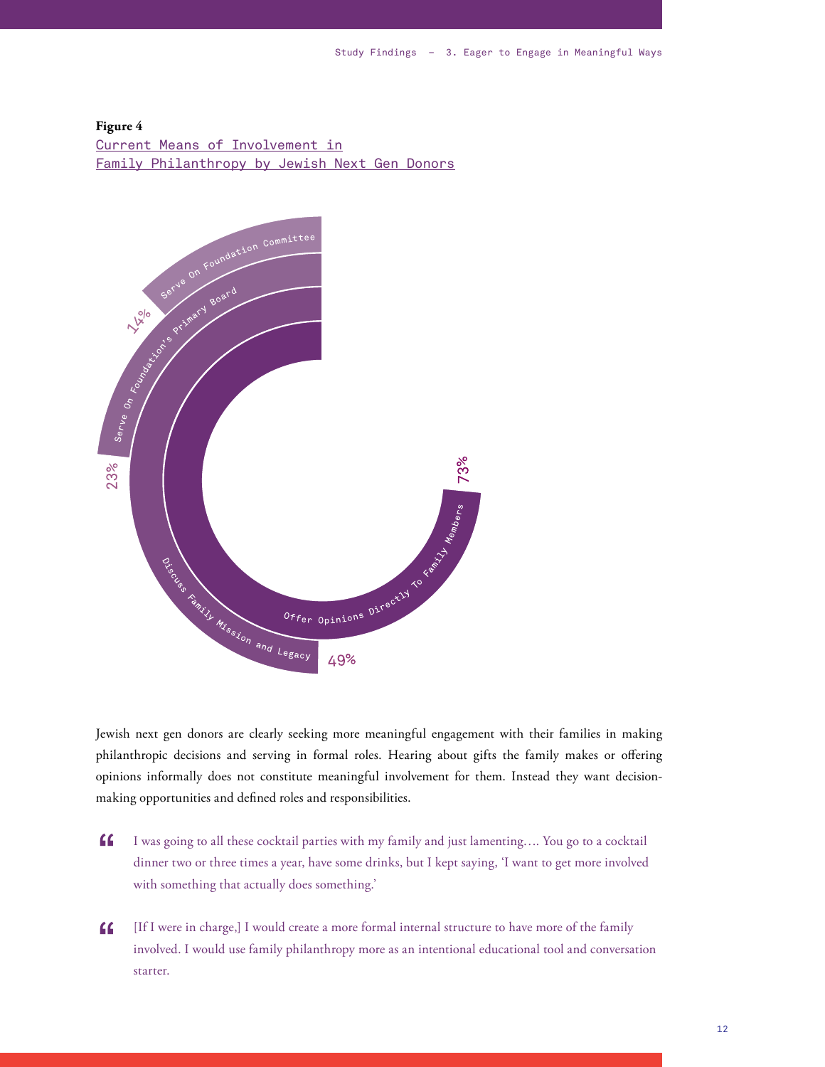**Figure 4**
Current Means of Involvement in Family Philanthropy by Jewish Next Gen Donors

| Means of Involvement | Percentage |
| --- | --- |
| Offer Opinions Directly To Family Members | 73% |
| Discuss Family Mission and Legacy | 49% |
| Serve On Foundation's Primary Board | 23% |
| Serve On Foundation Committee | 14% |

Jewish next gen donors are clearly seeking more meaningful engagement with their families in making philanthropic decisions and serving in formal roles. Hearing about gifts the family makes or offering opinions informally does not constitute meaningful involvement for them. Instead they want decision-making opportunities and defined roles and responsibilities.

> "I was going to all these cocktail parties with my family and just lamenting…. You go to a cocktail dinner two or three times a year, have some drinks, but I kept saying, 'I want to get more involved with something that actually does something.'

> "[If I were in charge,] I would create a more formal internal structure to have more of the family involved. I would use family philanthropy more as an intentional educational tool and conversation starter.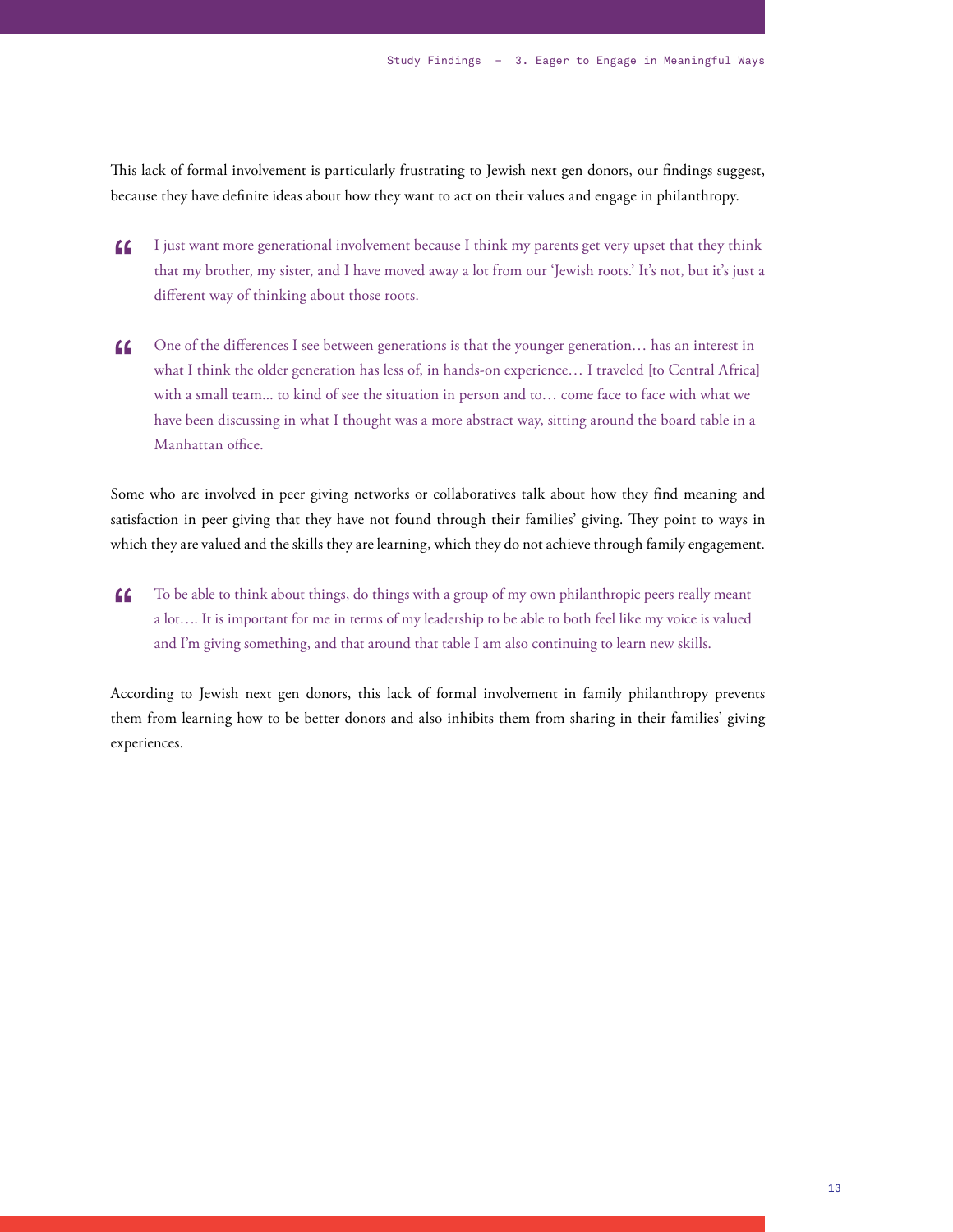This lack of formal involvement is particularly frustrating to Jewish next gen donors, our findings suggest, because they have definite ideas about how they want to act on their values and engage in philanthropy.

> I just want more generational involvement because I think my parents get very upset that they think that my brother, my sister, and I have moved away a lot from our 'Jewish roots.' It's not, but it's just a different way of thinking about those roots.

> One of the differences I see between generations is that the younger generation… has an interest in what I think the older generation has less of, in hands-on experience… I traveled [to Central Africa] with a small team... to kind of see the situation in person and to… come face to face with what we have been discussing in what I thought was a more abstract way, sitting around the board table in a Manhattan office.

Some who are involved in peer giving networks or collaboratives talk about how they find meaning and satisfaction in peer giving that they have not found through their families' giving. They point to ways in which they are valued and the skills they are learning, which they do not achieve through family engagement.

> To be able to think about things, do things with a group of my own philanthropic peers really meant a lot…. It is important for me in terms of my leadership to be able to both feel like my voice is valued and I'm giving something, and that around that table I am also continuing to learn new skills.

According to Jewish next gen donors, this lack of formal involvement in family philanthropy prevents them from learning how to be better donors and also inhibits them from sharing in their families' giving experiences.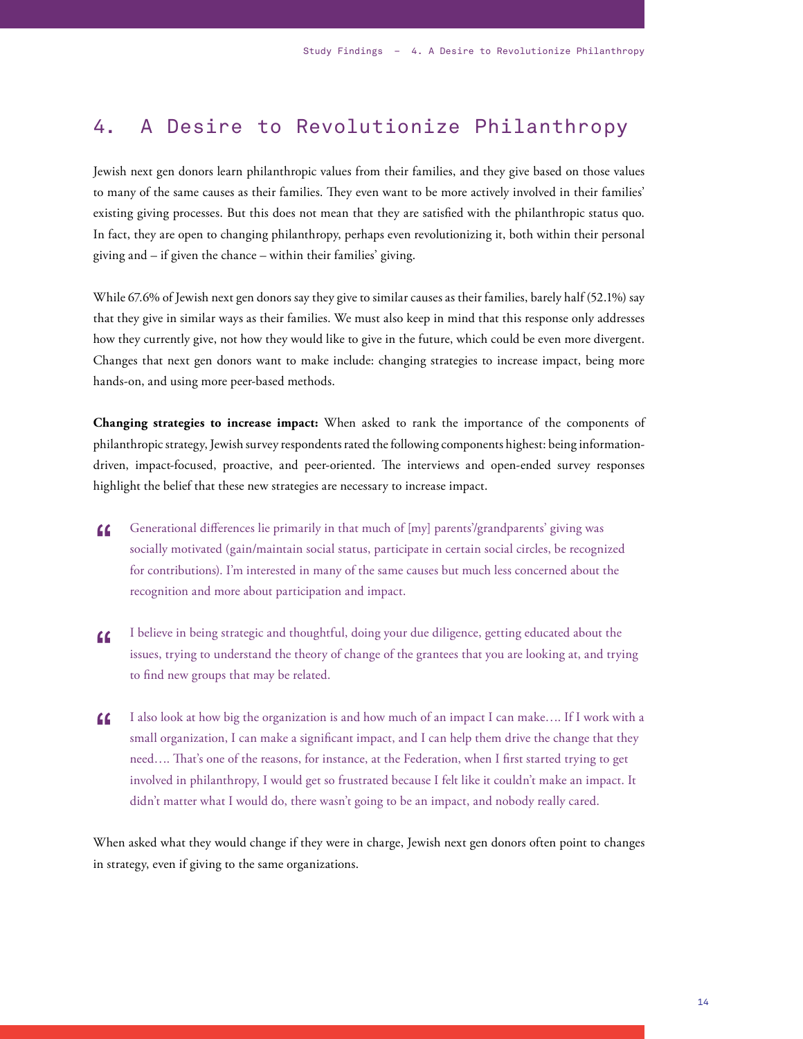## 4. A Desire to Revolutionize Philanthropy

Jewish next gen donors learn philanthropic values from their families, and they give based on those values to many of the same causes as their families. They even want to be more actively involved in their families' existing giving processes. But this does not mean that they are satisfied with the philanthropic status quo. In fact, they are open to changing philanthropy, perhaps even revolutionizing it, both within their personal giving and – if given the chance – within their families' giving.

While 67.6% of Jewish next gen donors say they give to similar causes as their families, barely half (52.1%) say that they give in similar ways as their families. We must also keep in mind that this response only addresses how they currently give, not how they would like to give in the future, which could be even more divergent. Changes that next gen donors want to make include: changing strategies to increase impact, being more hands-on, and using more peer-based methods.

**Changing strategies to increase impact:** When asked to rank the importance of the components of philanthropic strategy, Jewish survey respondents rated the following components highest: being information-driven, impact-focused, proactive, and peer-oriented. The interviews and open-ended survey responses highlight the belief that these new strategies are necessary to increase impact.

> Generational differences lie primarily in that much of [my] parents'/grandparents' giving was socially motivated (gain/maintain social status, participate in certain social circles, be recognized for contributions). I'm interested in many of the same causes but much less concerned about the recognition and more about participation and impact.

> I believe in being strategic and thoughtful, doing your due diligence, getting educated about the issues, trying to understand the theory of change of the grantees that you are looking at, and trying to find new groups that may be related.

> I also look at how big the organization is and how much of an impact I can make…. If I work with a small organization, I can make a significant impact, and I can help them drive the change that they need…. That's one of the reasons, for instance, at the Federation, when I first started trying to get involved in philanthropy, I would get so frustrated because I felt like it couldn't make an impact. It didn't matter what I would do, there wasn't going to be an impact, and nobody really cared.

When asked what they would change if they were in charge, Jewish next gen donors often point to changes in strategy, even if giving to the same organizations.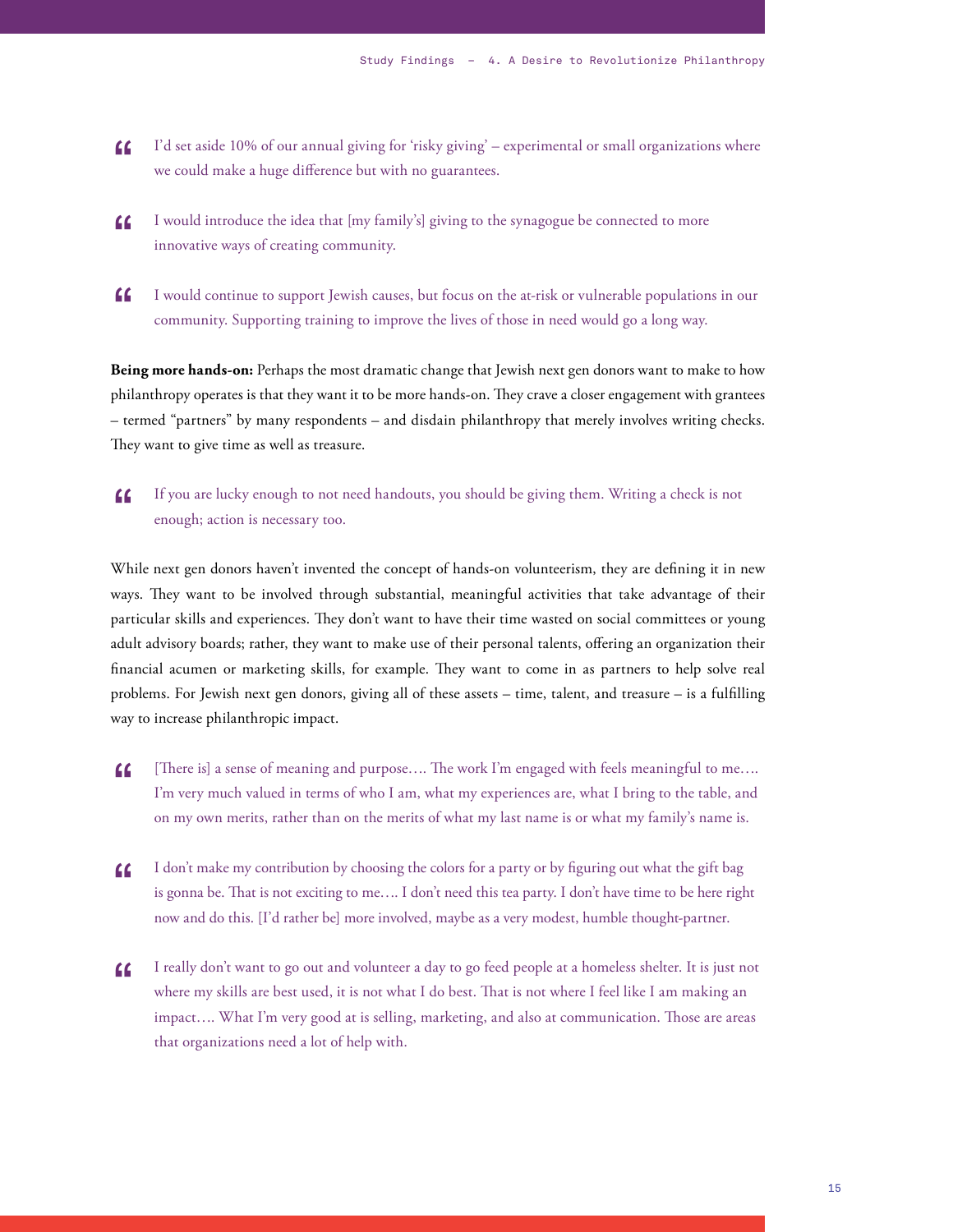> I'd set aside 10% of our annual giving for 'risky giving' – experimental or small organizations where we could make a huge difference but with no guarantees.

> I would introduce the idea that [my family's] giving to the synagogue be connected to more innovative ways of creating community.

> I would continue to support Jewish causes, but focus on the at-risk or vulnerable populations in our community. Supporting training to improve the lives of those in need would go a long way.

**Being more hands-on:** Perhaps the most dramatic change that Jewish next gen donors want to make to how philanthropy operates is that they want it to be more hands-on. They crave a closer engagement with grantees – termed "partners" by many respondents – and disdain philanthropy that merely involves writing checks. They want to give time as well as treasure.

> If you are lucky enough to not need handouts, you should be giving them. Writing a check is not enough; action is necessary too.

While next gen donors haven't invented the concept of hands-on volunteerism, they are defining it in new ways. They want to be involved through substantial, meaningful activities that take advantage of their particular skills and experiences. They don't want to have their time wasted on social committees or young adult advisory boards; rather, they want to make use of their personal talents, offering an organization their financial acumen or marketing skills, for example. They want to come in as partners to help solve real problems. For Jewish next gen donors, giving all of these assets – time, talent, and treasure – is a fulfilling way to increase philanthropic impact.

> [There is] a sense of meaning and purpose…. The work I'm engaged with feels meaningful to me…. I'm very much valued in terms of who I am, what my experiences are, what I bring to the table, and on my own merits, rather than on the merits of what my last name is or what my family's name is.

> I don't make my contribution by choosing the colors for a party or by figuring out what the gift bag is gonna be. That is not exciting to me…. I don't need this tea party. I don't have time to be here right now and do this. [I'd rather be] more involved, maybe as a very modest, humble thought-partner.

> I really don't want to go out and volunteer a day to go feed people at a homeless shelter. It is just not where my skills are best used, it is not what I do best. That is not where I feel like I am making an impact…. What I'm very good at is selling, marketing, and also at communication. Those are areas that organizations need a lot of help with.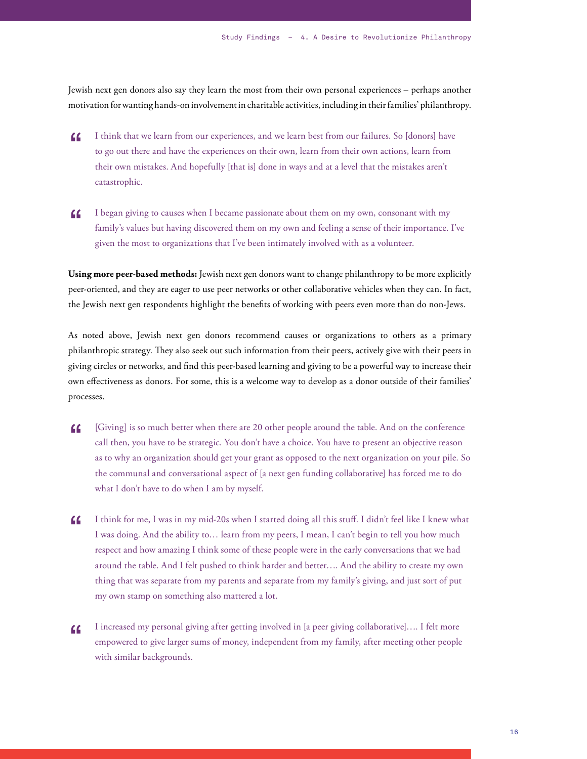Jewish next gen donors also say they learn the most from their own personal experiences – perhaps another motivation for wanting hands-on involvement in charitable activities, including in their families' philanthropy.

> I think that we learn from our experiences, and we learn best from our failures. So [donors] have to go out there and have the experiences on their own, learn from their own actions, learn from their own mistakes. And hopefully [that is] done in ways and at a level that the mistakes aren't catastrophic.

> I began giving to causes when I became passionate about them on my own, consonant with my family's values but having discovered them on my own and feeling a sense of their importance. I've given the most to organizations that I've been intimately involved with as a volunteer.

**Using more peer-based methods:** Jewish next gen donors want to change philanthropy to be more explicitly peer-oriented, and they are eager to use peer networks or other collaborative vehicles when they can. In fact, the Jewish next gen respondents highlight the benefits of working with peers even more than do non-Jews.

As noted above, Jewish next gen donors recommend causes or organizations to others as a primary philanthropic strategy. They also seek out such information from their peers, actively give with their peers in giving circles or networks, and find this peer-based learning and giving to be a powerful way to increase their own effectiveness as donors. For some, this is a welcome way to develop as a donor outside of their families' processes.

> [Giving] is so much better when there are 20 other people around the table. And on the conference call then, you have to be strategic. You don't have a choice. You have to present an objective reason as to why an organization should get your grant as opposed to the next organization on your pile. So the communal and conversational aspect of [a next gen funding collaborative] has forced me to do what I don't have to do when I am by myself.

> I think for me, I was in my mid-20s when I started doing all this stuff. I didn't feel like I knew what I was doing. And the ability to… learn from my peers, I mean, I can't begin to tell you how much respect and how amazing I think some of these people were in the early conversations that we had around the table. And I felt pushed to think harder and better…. And the ability to create my own thing that was separate from my parents and separate from my family's giving, and just sort of put my own stamp on something also mattered a lot.

> I increased my personal giving after getting involved in [a peer giving collaborative]…. I felt more empowered to give larger sums of money, independent from my family, after meeting other people with similar backgrounds.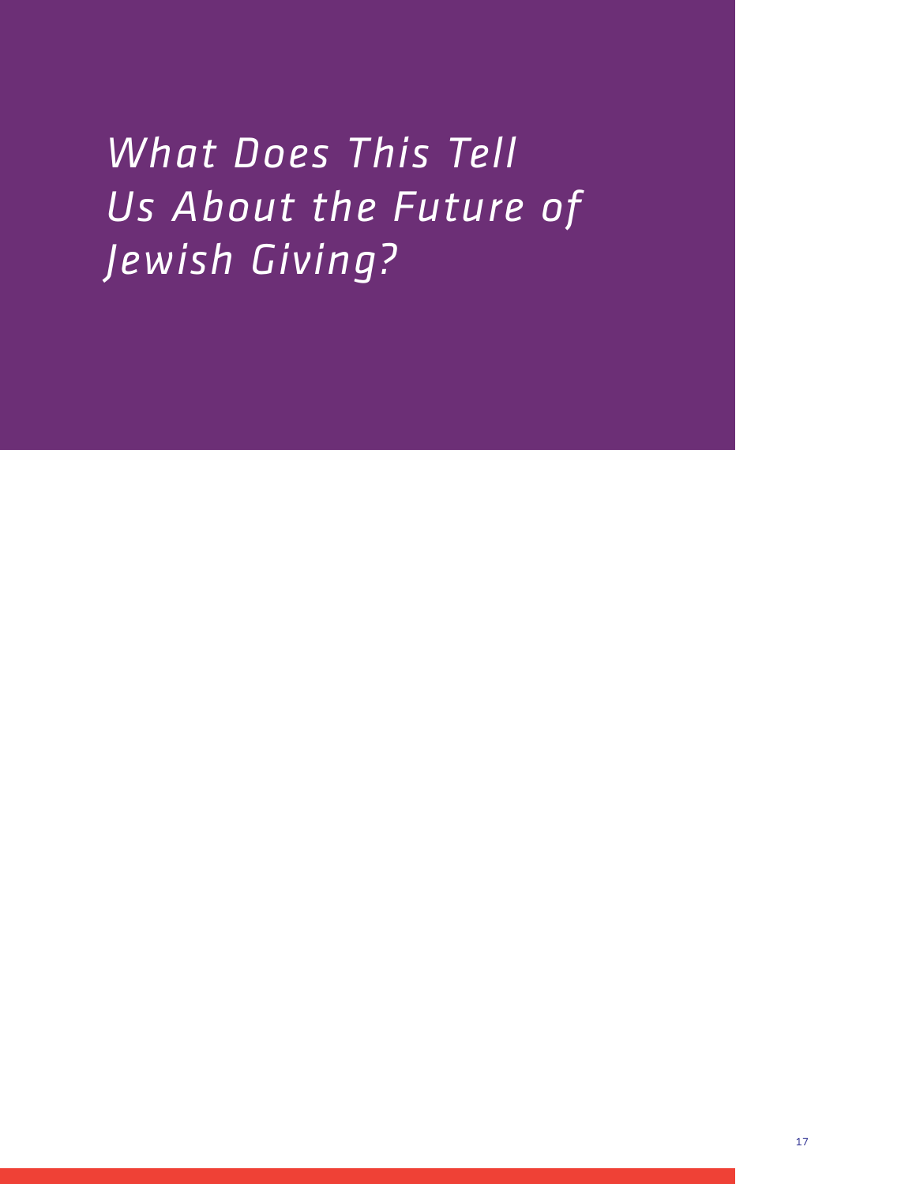# *What Does This Tell Us About the Future of Jewish Giving?*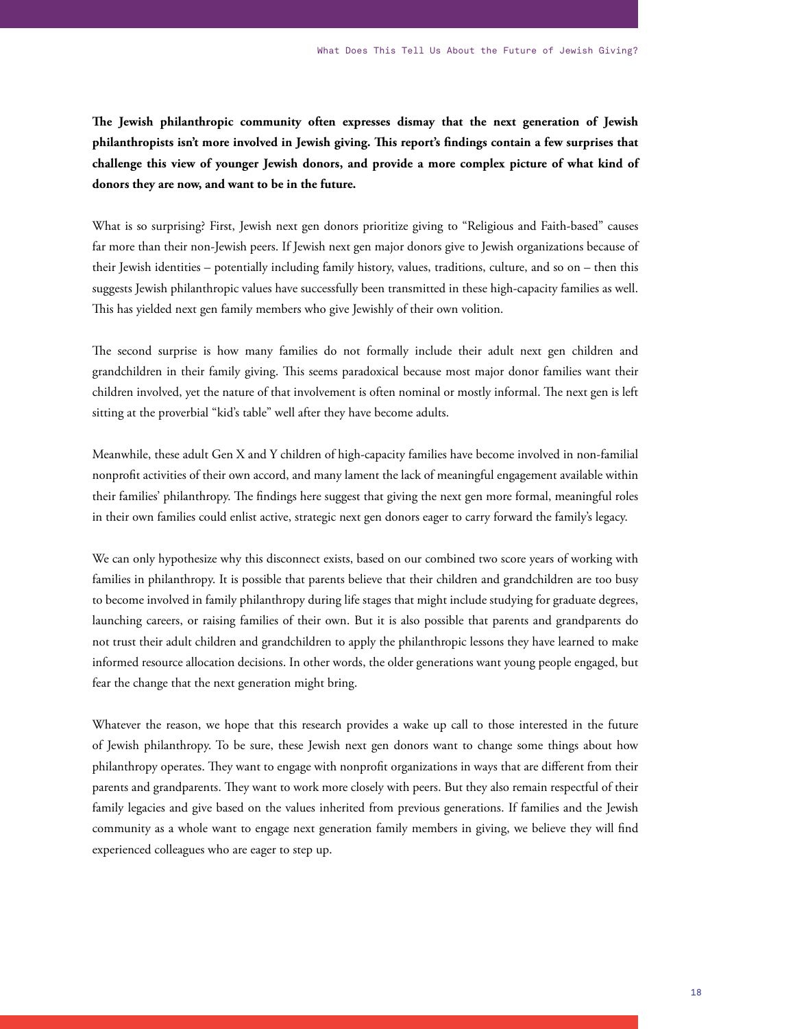**The Jewish philanthropic community often expresses dismay that the next generation of Jewish philanthropists isn't more involved in Jewish giving. This report's findings contain a few surprises that challenge this view of younger Jewish donors, and provide a more complex picture of what kind of donors they are now, and want to be in the future.**

What is so surprising? First, Jewish next gen donors prioritize giving to "Religious and Faith-based" causes far more than their non-Jewish peers. If Jewish next gen major donors give to Jewish organizations because of their Jewish identities – potentially including family history, values, traditions, culture, and so on – then this suggests Jewish philanthropic values have successfully been transmitted in these high-capacity families as well. This has yielded next gen family members who give Jewishly of their own volition.

The second surprise is how many families do not formally include their adult next gen children and grandchildren in their family giving. This seems paradoxical because most major donor families want their children involved, yet the nature of that involvement is often nominal or mostly informal. The next gen is left sitting at the proverbial "kid's table" well after they have become adults.

Meanwhile, these adult Gen X and Y children of high-capacity families have become involved in non-familial nonprofit activities of their own accord, and many lament the lack of meaningful engagement available within their families' philanthropy. The findings here suggest that giving the next gen more formal, meaningful roles in their own families could enlist active, strategic next gen donors eager to carry forward the family's legacy.

We can only hypothesize why this disconnect exists, based on our combined two score years of working with families in philanthropy. It is possible that parents believe that their children and grandchildren are too busy to become involved in family philanthropy during life stages that might include studying for graduate degrees, launching careers, or raising families of their own. But it is also possible that parents and grandparents do not trust their adult children and grandchildren to apply the philanthropic lessons they have learned to make informed resource allocation decisions. In other words, the older generations want young people engaged, but fear the change that the next generation might bring.

Whatever the reason, we hope that this research provides a wake up call to those interested in the future of Jewish philanthropy. To be sure, these Jewish next gen donors want to change some things about how philanthropy operates. They want to engage with nonprofit organizations in ways that are different from their parents and grandparents. They want to work more closely with peers. But they also remain respectful of their family legacies and give based on the values inherited from previous generations. If families and the Jewish community as a whole want to engage next generation family members in giving, we believe they will find experienced colleagues who are eager to step up.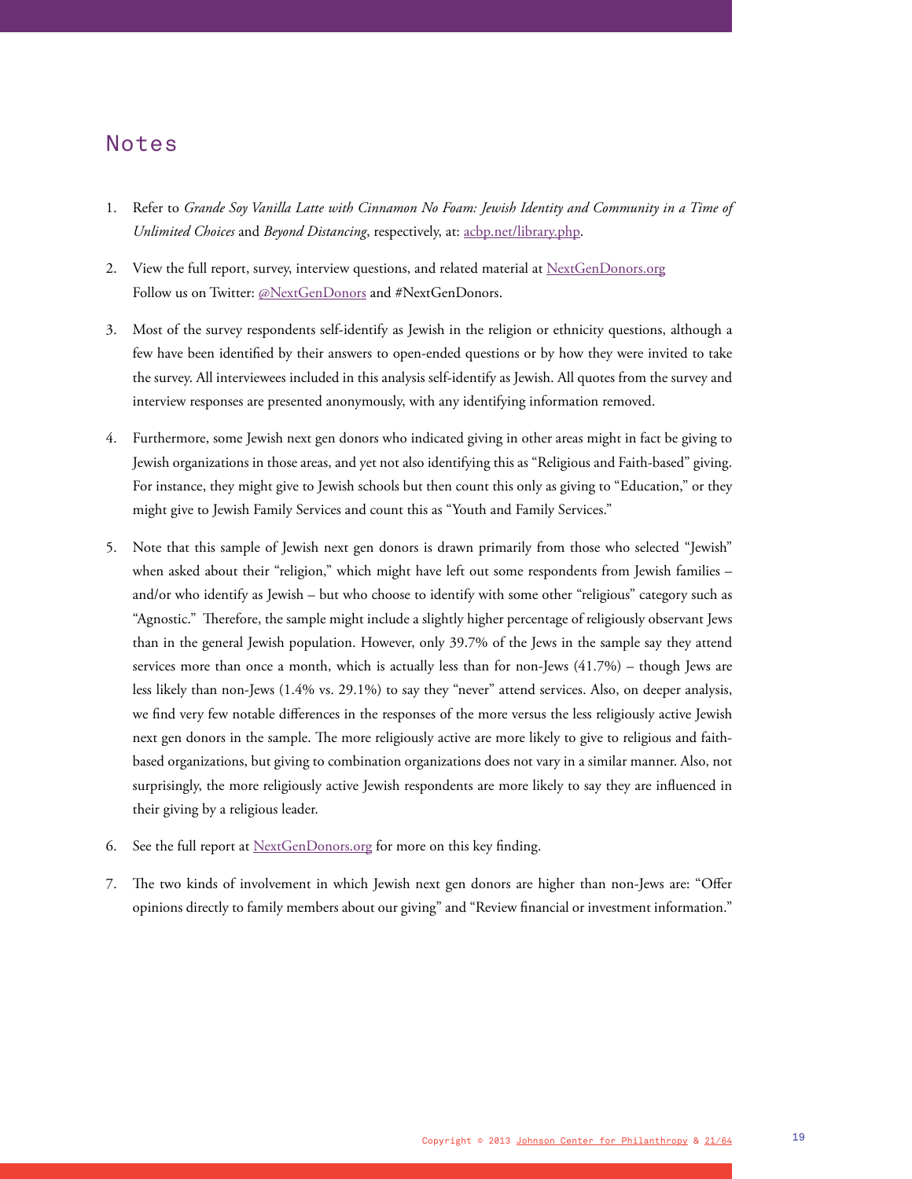## Notes

1. Refer to *Grande Soy Vanilla Latte with Cinnamon No Foam: Jewish Identity and Community in a Time of Unlimited Choices* and *Beyond Distancing*, respectively, at: [acbp.net/library.php](acbp.net/library.php).

2. View the full report, survey, interview questions, and related material at [NextGenDonors.org](NextGenDonors.org)
Follow us on Twitter: [@NextGenDonors](@NextGenDonors) and #NextGenDonors.

3. Most of the survey respondents self-identify as Jewish in the religion or ethnicity questions, although a few have been identified by their answers to open-ended questions or by how they were invited to take the survey. All interviewees included in this analysis self-identify as Jewish. All quotes from the survey and interview responses are presented anonymously, with any identifying information removed.

4. Furthermore, some Jewish next gen donors who indicated giving in other areas might in fact be giving to Jewish organizations in those areas, and yet not also identifying this as "Religious and Faith-based" giving. For instance, they might give to Jewish schools but then count this only as giving to "Education," or they might give to Jewish Family Services and count this as "Youth and Family Services."

5. Note that this sample of Jewish next gen donors is drawn primarily from those who selected "Jewish" when asked about their "religion," which might have left out some respondents from Jewish families – and/or who identify as Jewish – but who choose to identify with some other "religious" category such as "Agnostic." Therefore, the sample might include a slightly higher percentage of religiously observant Jews than in the general Jewish population. However, only 39.7% of the Jews in the sample say they attend services more than once a month, which is actually less than for non-Jews (41.7%) – though Jews are less likely than non-Jews (1.4% vs. 29.1%) to say they "never" attend services. Also, on deeper analysis, we find very few notable differences in the responses of the more versus the less religiously active Jewish next gen donors in the sample. The more religiously active are more likely to give to religious and faith-based organizations, but giving to combination organizations does not vary in a similar manner. Also, not surprisingly, the more religiously active Jewish respondents are more likely to say they are influenced in their giving by a religious leader.

6. See the full report at [NextGenDonors.org](NextGenDonors.org) for more on this key finding.

7. The two kinds of involvement in which Jewish next gen donors are higher than non-Jews are: "Offer opinions directly to family members about our giving" and "Review financial or investment information."

Copyright © 2013 Johnson Center for Philanthropy & 21/64